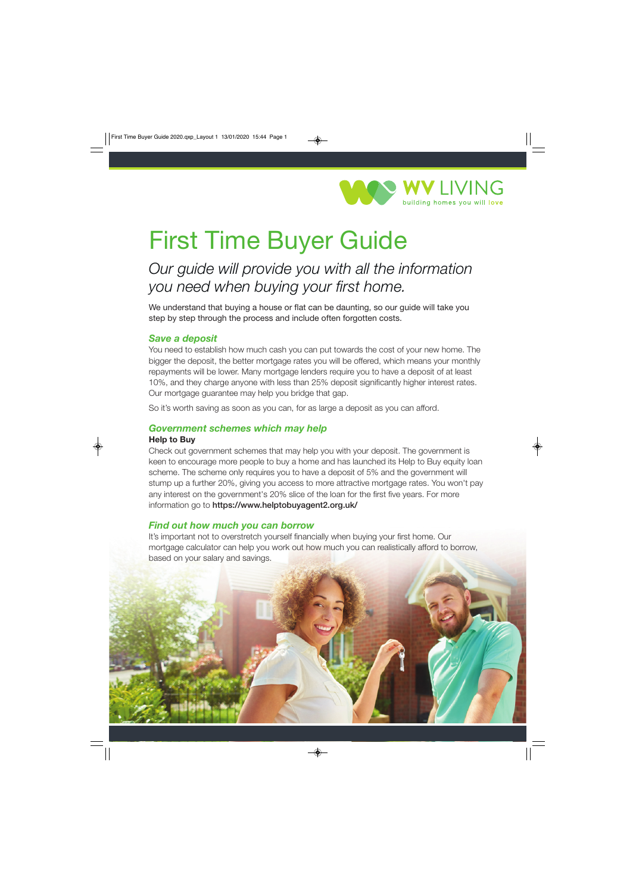WV LIVING

building homes you will love

# First Time Buyer Guide

*Our guide will provide you with all the information you need when buying your first home.*

We understand that buying a house or flat can be daunting, so our guide will take you step by step through the process and include often forgotten costs.

## *Save a deposit*

You need to establish how much cash you can put towards the cost of your new home. The bigger the deposit, the better mortgage rates you will be offered, which means your monthly repayments will be lower. Many mortgage lenders require you to have a deposit of at least 10%, and they charge anyone with less than 25% deposit significantly higher interest rates. Our mortgage guarantee may help you bridge that gap.

So it's worth saving as soon as you can, for as large a deposit as you can afford.

## *Government schemes which may help*

**Help to Buy**

Check out government schemes that may help you with your deposit. The government is keen to encourage more people to buy a home and has launched its Help to Buy equity loan scheme. The scheme only requires you to have a deposit of 5% and the government will stump up a further 20%, giving you access to more attractive mortgage rates. You won't pay any interest on the government's 20% slice of the loan for the first five years. For more information go to **https://www.helptobuyagent2.org.uk/**

## *Find out how much you can borrow*

It's important not to overstretch yourself financially when buying your first home. Our mortgage calculator can help you work out how much you can realistically afford to borrow, based on your salary and savings.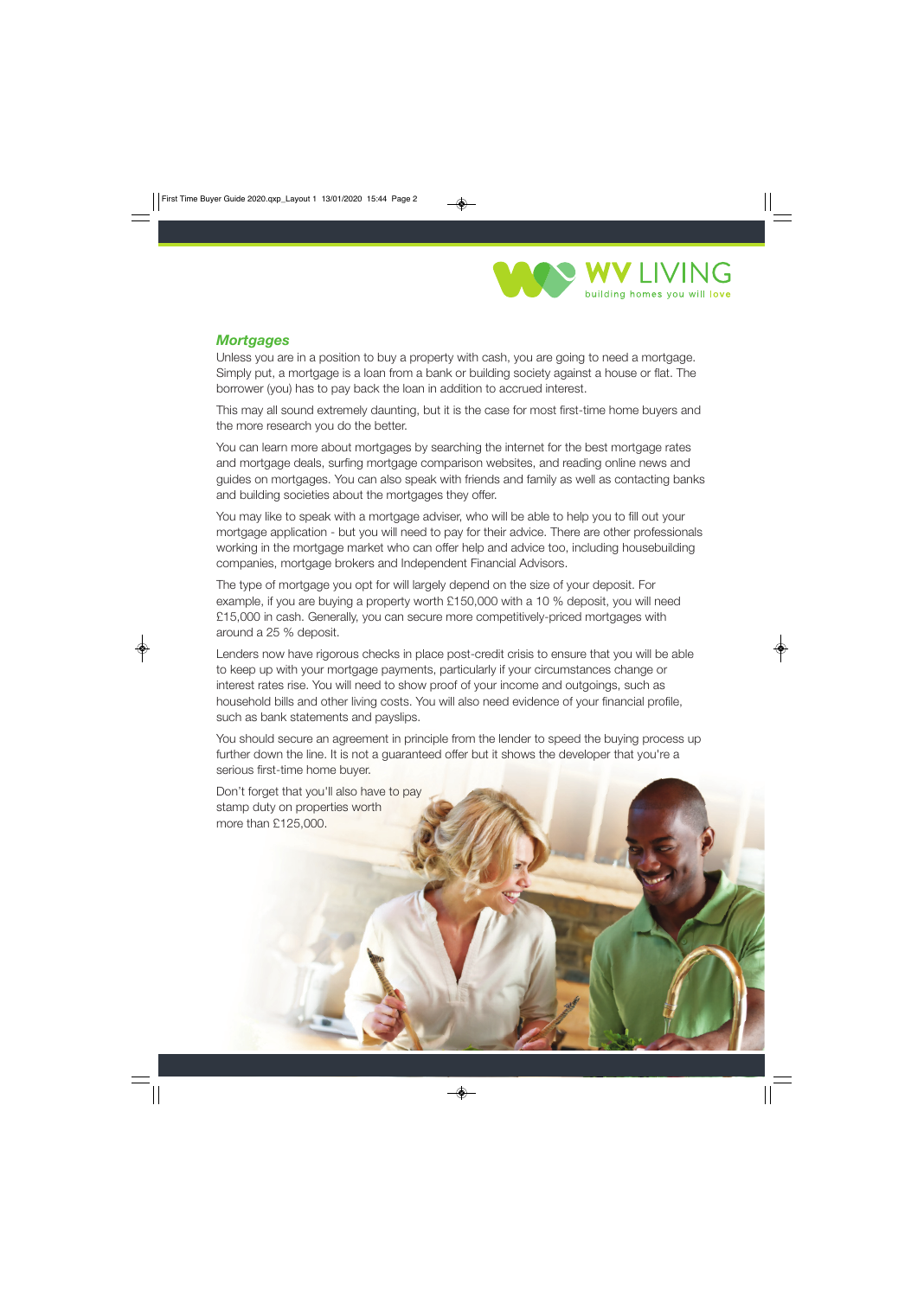## *Mortgages*

Unless you are in a position to buy a property with cash, you are going to need a mortgage. Simply put, a mortgage is a loan from a bank or building society against a house or flat. The borrower (you) has to pay back the loan in addition to accrued interest.

This may all sound extremely daunting, but it is the case for most first-time home buyers and the more research you do the better.

You can learn more about mortgages by searching the internet for the best mortgage rates and mortgage deals, surfing mortgage comparison websites, and reading online news and guides on mortgages. You can also speak with friends and family as well as contacting banks and building societies about the mortgages they offer.

You may like to speak with a mortgage adviser, who will be able to help you to fill out your mortgage application - but you will need to pay for their advice. There are other professionals working in the mortgage market who can offer help and advice too, including housebuilding companies, mortgage brokers and Independent Financial Advisors.

The type of mortgage you opt for will largely depend on the size of your deposit. For example, if you are buying a property worth £150,000 with a 10 % deposit, you will need £15,000 in cash. Generally, you can secure more competitively-priced mortgages with around a 25 % deposit.

Lenders now have rigorous checks in place post-credit crisis to ensure that you will be able to keep up with your mortgage payments, particularly if your circumstances change or interest rates rise. You will need to show proof of your income and outgoings, such as household bills and other living costs. You will also need evidence of your financial profile, such as bank statements and payslips.

You should secure an agreement in principle from the lender to speed the buying process up further down the line. It is not a guaranteed offer but it shows the developer that you're a serious first-time home buyer.

Don't forget that you'll also have to pay stamp duty on properties worth more than £125,000.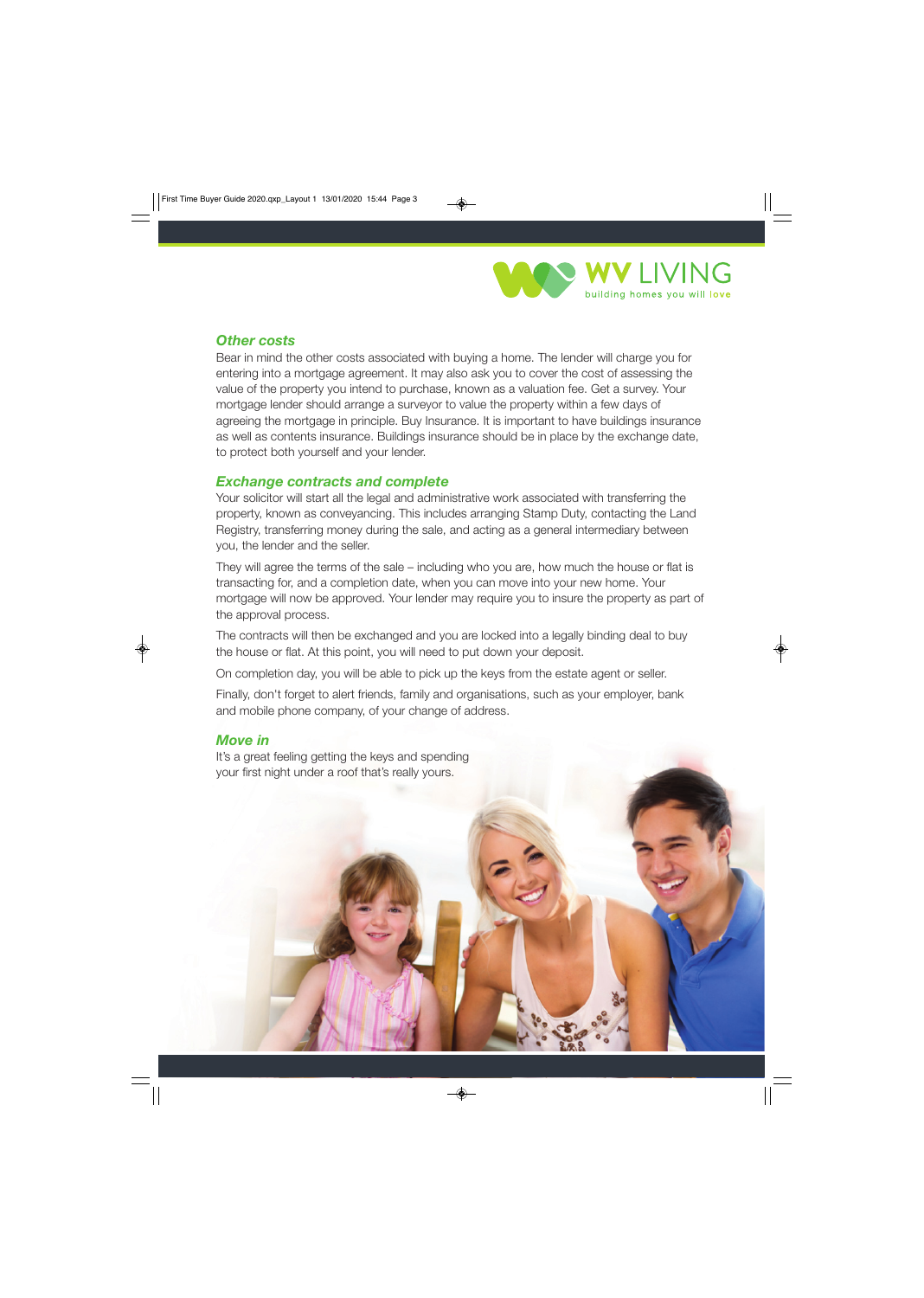WV LIVING
building homes you will love

### Other costs

Bear in mind the other costs associated with buying a home. The lender will charge you for entering into a mortgage agreement. It may also ask you to cover the cost of assessing the value of the property you intend to purchase, known as a valuation fee. Get a survey. Your mortgage lender should arrange a surveyor to value the property within a few days of agreeing the mortgage in principle. Buy Insurance. It is important to have buildings insurance as well as contents insurance. Buildings insurance should be in place by the exchange date, to protect both yourself and your lender.

### Exchange contracts and complete

Your solicitor will start all the legal and administrative work associated with transferring the property, known as conveyancing. This includes arranging Stamp Duty, contacting the Land Registry, transferring money during the sale, and acting as a general intermediary between you, the lender and the seller.

They will agree the terms of the sale – including who you are, how much the house or flat is transacting for, and a completion date, when you can move into your new home. Your mortgage will now be approved. Your lender may require you to insure the property as part of the approval process.

The contracts will then be exchanged and you are locked into a legally binding deal to buy the house or flat. At this point, you will need to put down your deposit.

On completion day, you will be able to pick up the keys from the estate agent or seller.

Finally, don't forget to alert friends, family and organisations, such as your employer, bank and mobile phone company, of your change of address.

### Move in

It's a great feeling getting the keys and spending your first night under a roof that's really yours.